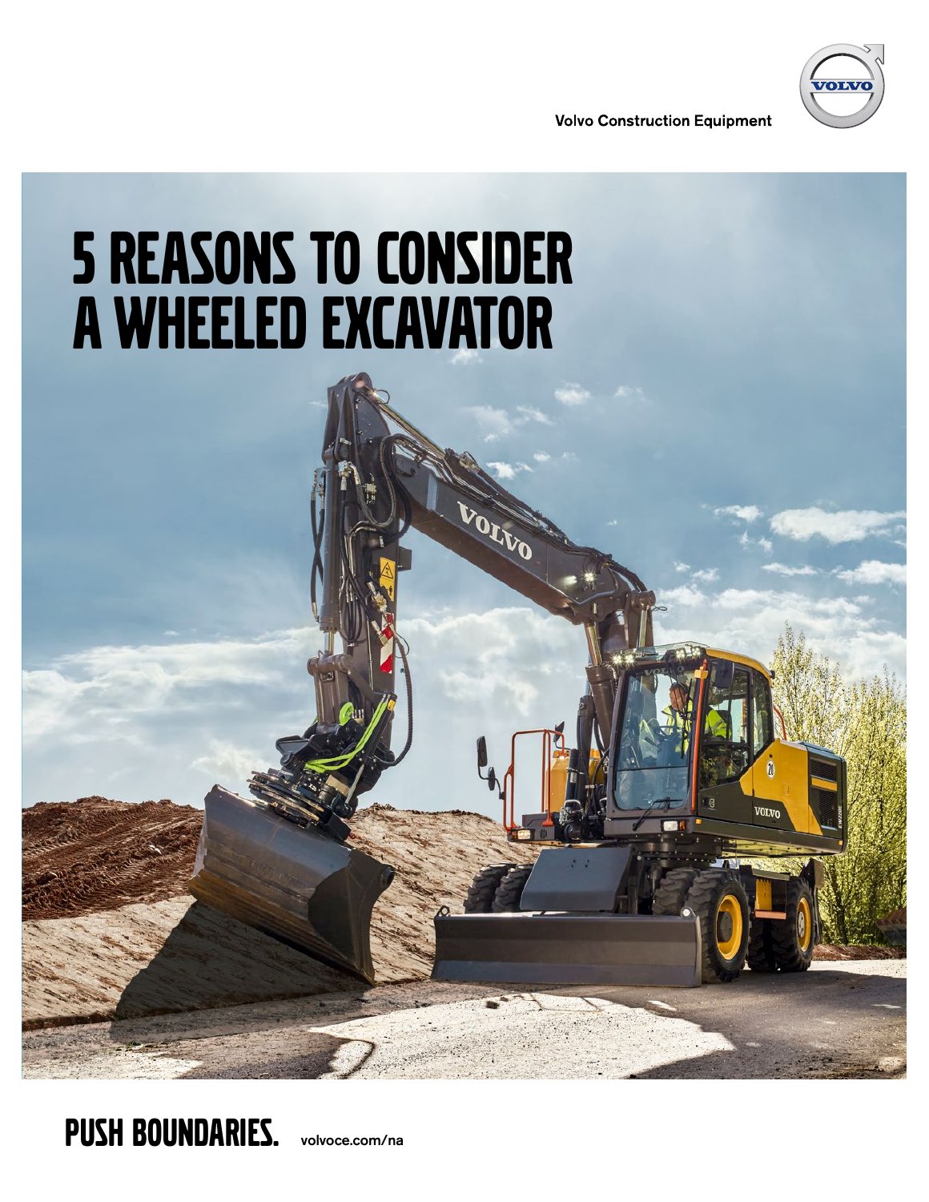Volvo Construction Equipment

# 5 REASONS TO CONSIDER A WHEELED EXCAVATOR

**PUSH BOUNDARIES.** volvoce.com/na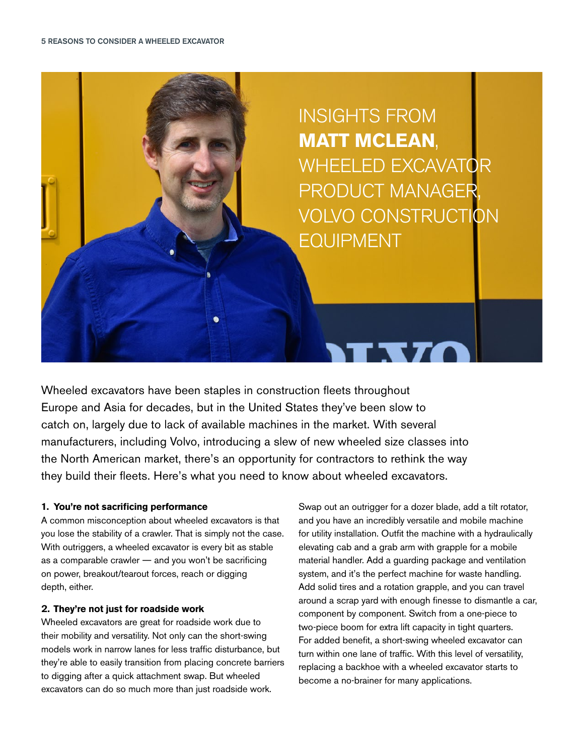INSIGHTS FROM **MATT MCLEAN**, WHEELED EXCAVATOR PRODUCT MANAGER, VOLVO CONSTRUCTION EQUIPMENT

Wheeled excavators have been staples in construction fleets throughout Europe and Asia for decades, but in the United States they've been slow to catch on, largely due to lack of available machines in the market. With several manufacturers, including Volvo, introducing a slew of new wheeled size classes into the North American market, there's an opportunity for contractors to rethink the way they build their fleets. Here's what you need to know about wheeled excavators.

### 1. You're not sacrificing performance

A common misconception about wheeled excavators is that you lose the stability of a crawler. That is simply not the case. With outriggers, a wheeled excavator is every bit as stable as a comparable crawler — and you won't be sacrificing on power, breakout/tearout forces, reach or digging depth, either.

### 2. They're not just for roadside work

Wheeled excavators are great for roadside work due to their mobility and versatility. Not only can the short-swing models work in narrow lanes for less traffic disturbance, but they're able to easily transition from placing concrete barriers to digging after a quick attachment swap. But wheeled excavators can do so much more than just roadside work.

Swap out an outrigger for a dozer blade, add a tilt rotator, and you have an incredibly versatile and mobile machine for utility installation. Outfit the machine with a hydraulically elevating cab and a grab arm with grapple for a mobile material handler. Add a guarding package and ventilation system, and it's the perfect machine for waste handling. Add solid tires and a rotation grapple, and you can travel around a scrap yard with enough finesse to dismantle a car, component by component. Switch from a one-piece to two-piece boom for extra lift capacity in tight quarters. For added benefit, a short-swing wheeled excavator can turn within one lane of traffic. With this level of versatility, replacing a backhoe with a wheeled excavator starts to become a no-brainer for many applications.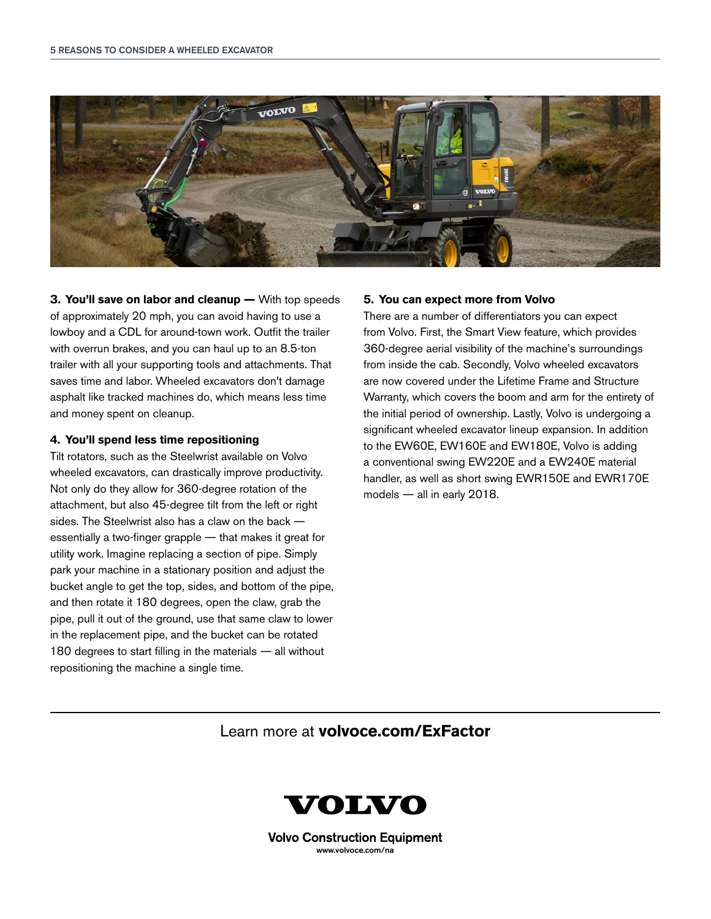**3. You'll save on labor and cleanup —** With top speeds of approximately 20 mph, you can avoid having to use a lowboy and a CDL for around-town work. Outfit the trailer with overrun brakes, and you can haul up to an 8.5-ton trailer with all your supporting tools and attachments. That saves time and labor. Wheeled excavators don't damage asphalt like tracked machines do, which means less time and money spent on cleanup.

**4. You'll spend less time repositioning**

Tilt rotators, such as the Steelwrist available on Volvo wheeled excavators, can drastically improve productivity. Not only do they allow for 360-degree rotation of the attachment, but also 45-degree tilt from the left or right sides. The Steelwrist also has a claw on the back — essentially a two-finger grapple — that makes it great for utility work. Imagine replacing a section of pipe. Simply park your machine in a stationary position and adjust the bucket angle to get the top, sides, and bottom of the pipe, and then rotate it 180 degrees, open the claw, grab the pipe, pull it out of the ground, use that same claw to lower in the replacement pipe, and the bucket can be rotated 180 degrees to start filling in the materials — all without repositioning the machine a single time.

**5. You can expect more from Volvo**

There are a number of differentiators you can expect from Volvo. First, the Smart View feature, which provides 360-degree aerial visibility of the machine's surroundings from inside the cab. Secondly, Volvo wheeled excavators are now covered under the Lifetime Frame and Structure Warranty, which covers the boom and arm for the entirety of the initial period of ownership. Lastly, Volvo is undergoing a significant wheeled excavator lineup expansion. In addition to the EW60E, EW160E and EW180E, Volvo is adding a conventional swing EW220E and a EW240E material handler, as well as short swing EWR150E and EWR170E models — all in early 2018.

---

Learn more at **volvoce.com/ExFactor**

**VOLVO**

**Volvo Construction Equipment**

www.volvoce.com/na